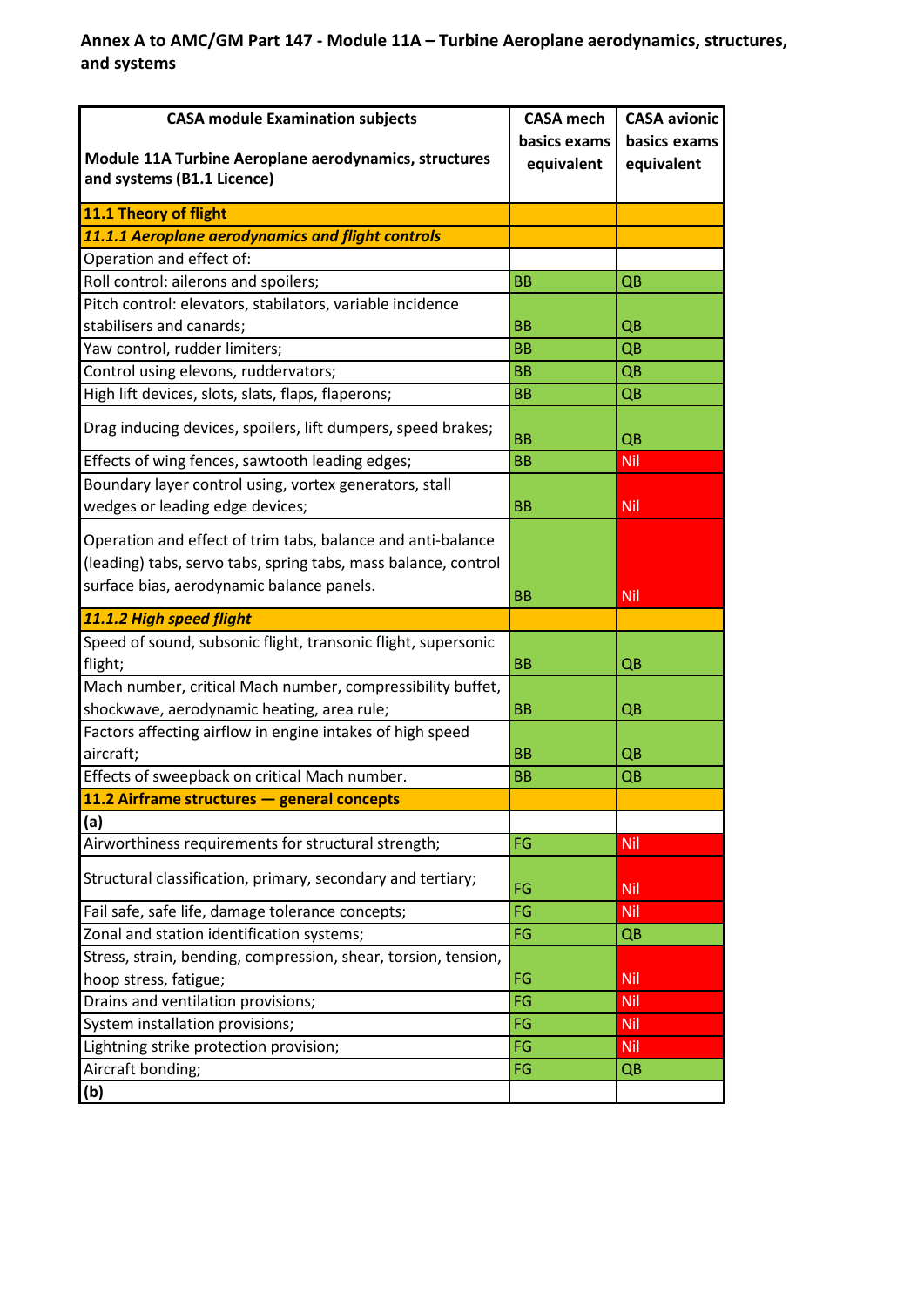**Annex A to AMC/GM Part 147 - Module 11A – Turbine Aeroplane aerodynamics, structures, and systems**

| CASA module Examination subjects<br><br>Module 11A Turbine Aeroplane aerodynamics, structures and systems (B1.1 Licence) | CASA mech basics exams equivalent | CASA avionic basics exams equivalent |
|---|---|---|
| **11.1 Theory of flight** | | |
| ***11.1.1 Aeroplane aerodynamics and flight controls*** | | |
| Operation and effect of: | | |
| Roll control: ailerons and spoilers; | BB | QB |
| Pitch control: elevators, stabilators, variable incidence stabilisers and canards; | BB | QB |
| Yaw control, rudder limiters; | BB | QB |
| Control using elevons, ruddervators; | BB | QB |
| High lift devices, slots, slats, flaps, flaperons; | BB | QB |
| Drag inducing devices, spoilers, lift dumpers, speed brakes; | BB | QB |
| Effects of wing fences, sawtooth leading edges; | BB | Nil |
| Boundary layer control using, vortex generators, stall wedges or leading edge devices; | BB | Nil |
| Operation and effect of trim tabs, balance and anti-balance (leading) tabs, servo tabs, spring tabs, mass balance, control surface bias, aerodynamic balance panels. | BB | Nil |
| ***11.1.2 High speed flight*** | | |
| Speed of sound, subsonic flight, transonic flight, supersonic flight; | BB | QB |
| Mach number, critical Mach number, compressibility buffet, shockwave, aerodynamic heating, area rule; | BB | QB |
| Factors affecting airflow in engine intakes of high speed aircraft; | BB | QB |
| Effects of sweepback on critical Mach number. | BB | QB |
| **11.2 Airframe structures — general concepts** | | |
| **(a)** | | |
| Airworthiness requirements for structural strength; | FG | Nil |
| Structural classification, primary, secondary and tertiary; | FG | Nil |
| Fail safe, safe life, damage tolerance concepts; | FG | Nil |
| Zonal and station identification systems; | FG | QB |
| Stress, strain, bending, compression, shear, torsion, tension, hoop stress, fatigue; | FG | Nil |
| Drains and ventilation provisions; | FG | Nil |
| System installation provisions; | FG | Nil |
| Lightning strike protection provision; | FG | Nil |
| Aircraft bonding; | FG | QB |
| **(b)** | | |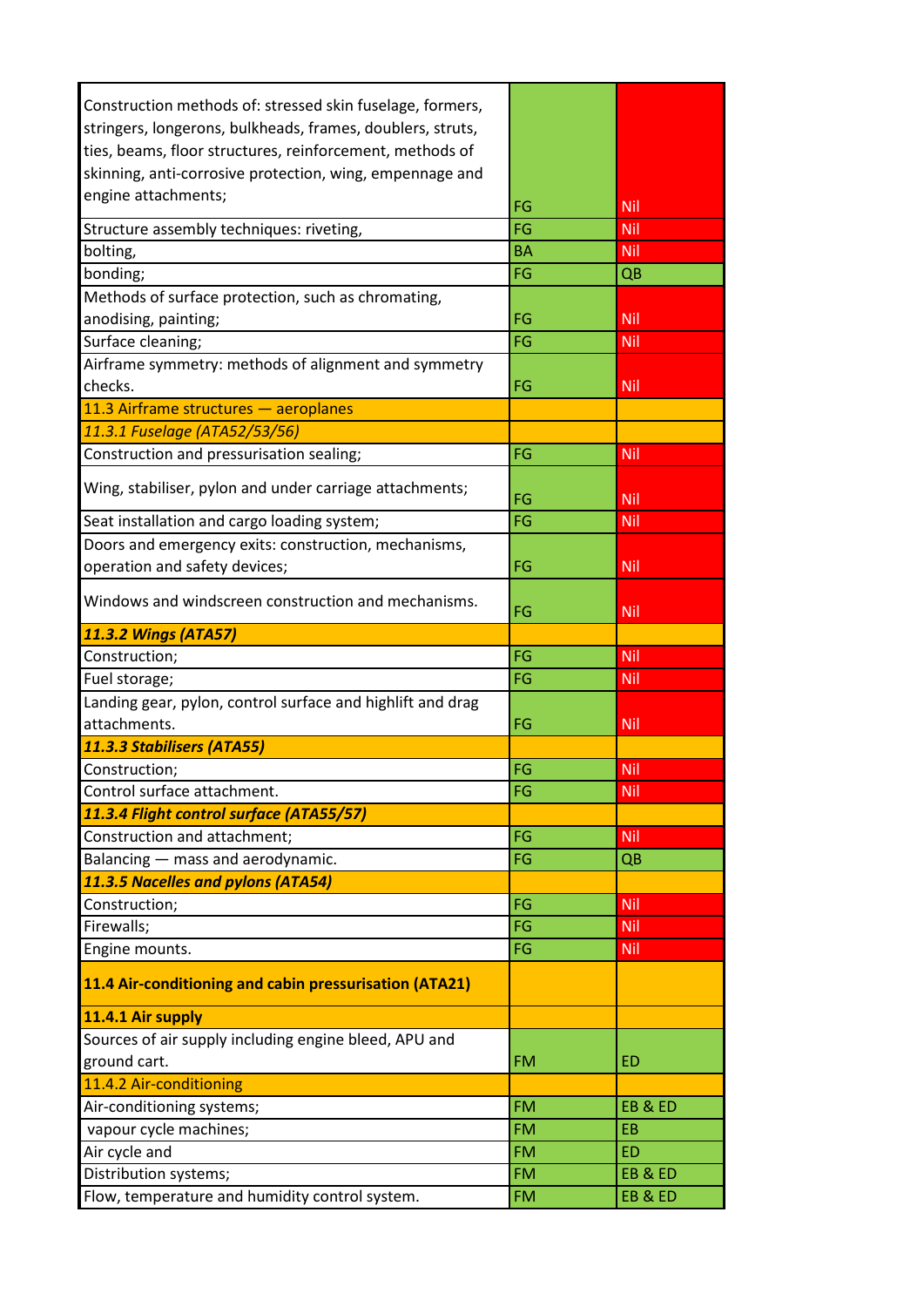| | | |
|---|---|---|
| Construction methods of: stressed skin fuselage, formers, stringers, longerons, bulkheads, frames, doublers, struts, ties, beams, floor structures, reinforcement, methods of skinning, anti-corrosive protection, wing, empennage and engine attachments; | FG | Nil |
| Structure assembly techniques: riveting, | FG | Nil |
| bolting, | BA | Nil |
| bonding; | FG | QB |
| Methods of surface protection, such as chromating, anodising, painting; | FG | Nil |
| Surface cleaning; | FG | Nil |
| Airframe symmetry: methods of alignment and symmetry checks. | FG | Nil |
| 11.3 Airframe structures — aeroplanes | | |
| *11.3.1 Fuselage (ATA52/53/56)* | | |
| Construction and pressurisation sealing; | FG | Nil |
| Wing, stabiliser, pylon and under carriage attachments; | FG | Nil |
| Seat installation and cargo loading system; | FG | Nil |
| Doors and emergency exits: construction, mechanisms, operation and safety devices; | FG | Nil |
| Windows and windscreen construction and mechanisms. | FG | Nil |
| ***11.3.2 Wings (ATA57)*** | | |
| Construction; | FG | Nil |
| Fuel storage; | FG | Nil |
| Landing gear, pylon, control surface and highlift and drag attachments. | FG | Nil |
| ***11.3.3 Stabilisers (ATA55)*** | | |
| Construction; | FG | Nil |
| Control surface attachment. | FG | Nil |
| ***11.3.4 Flight control surface (ATA55/57)*** | | |
| Construction and attachment; | FG | Nil |
| Balancing — mass and aerodynamic. | FG | QB |
| ***11.3.5 Nacelles and pylons (ATA54)*** | | |
| Construction; | FG | Nil |
| Firewalls; | FG | Nil |
| Engine mounts. | FG | Nil |
| **11.4 Air-conditioning and cabin pressurisation (ATA21)** | | |
| **11.4.1 Air supply** | | |
| Sources of air supply including engine bleed, APU and ground cart. | FM | ED |
| 11.4.2 Air-conditioning | | |
| Air-conditioning systems; | FM | EB & ED |
| vapour cycle machines; | FM | EB |
| Air cycle and | FM | ED |
| Distribution systems; | FM | EB & ED |
| Flow, temperature and humidity control system. | FM | EB & ED |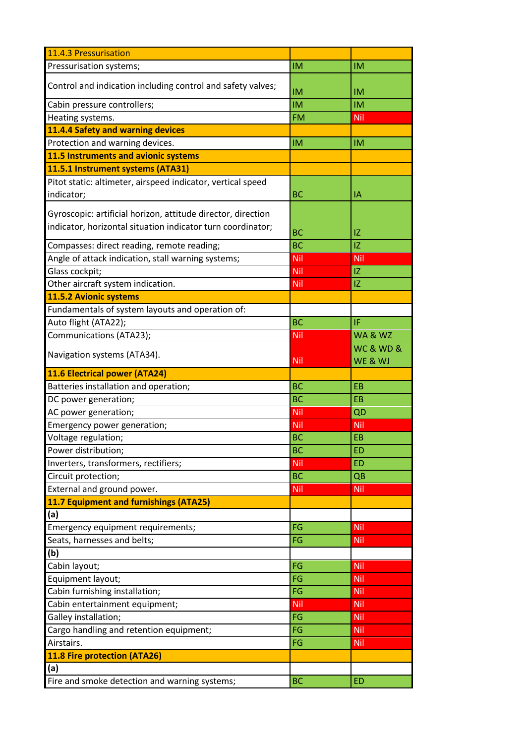| 11.4.3 Pressurisation | | |
|---|---|---|
| Pressurisation systems; | IM | IM |
| Control and indication including control and safety valves; | IM | IM |
| Cabin pressure controllers; | IM | IM |
| Heating systems. | FM | Nil |
| **11.4.4 Safety and warning devices** | | |
| Protection and warning devices. | IM | IM |
| **11.5 Instruments and avionic systems** | | |
| **11.5.1 Instrument systems (ATA31)** | | |
| Pitot static: altimeter, airspeed indicator, vertical speed indicator; | BC | IA |
| Gyroscopic: artificial horizon, attitude director, direction indicator, horizontal situation indicator turn coordinator; | BC | IZ |
| Compasses: direct reading, remote reading; | BC | IZ |
| Angle of attack indication, stall warning systems; | Nil | Nil |
| Glass cockpit; | Nil | IZ |
| Other aircraft system indication. | Nil | IZ |
| **11.5.2 Avionic systems** | | |
| Fundamentals of system layouts and operation of: | | |
| Auto flight (ATA22); | BC | IF |
| Communications (ATA23); | Nil | WA & WZ |
| Navigation systems (ATA34). | Nil | WC & WD & WE & WJ |
| **11.6 Electrical power (ATA24)** | | |
| Batteries installation and operation; | BC | EB |
| DC power generation; | BC | EB |
| AC power generation; | Nil | QD |
| Emergency power generation; | Nil | Nil |
| Voltage regulation; | BC | EB |
| Power distribution; | BC | ED |
| Inverters, transformers, rectifiers; | Nil | ED |
| Circuit protection; | BC | QB |
| External and ground power. | Nil | Nil |
| **11.7 Equipment and furnishings (ATA25)** | | |
| **(a)** | | |
| Emergency equipment requirements; | FG | Nil |
| Seats, harnesses and belts; | FG | Nil |
| **(b)** | | |
| Cabin layout; | FG | Nil |
| Equipment layout; | FG | Nil |
| Cabin furnishing installation; | FG | Nil |
| Cabin entertainment equipment; | Nil | Nil |
| Galley installation; | FG | Nil |
| Cargo handling and retention equipment; | FG | Nil |
| Airstairs. | FG | Nil |
| **11.8 Fire protection (ATA26)** | | |
| **(a)** | | |
| Fire and smoke detection and warning systems; | BC | ED |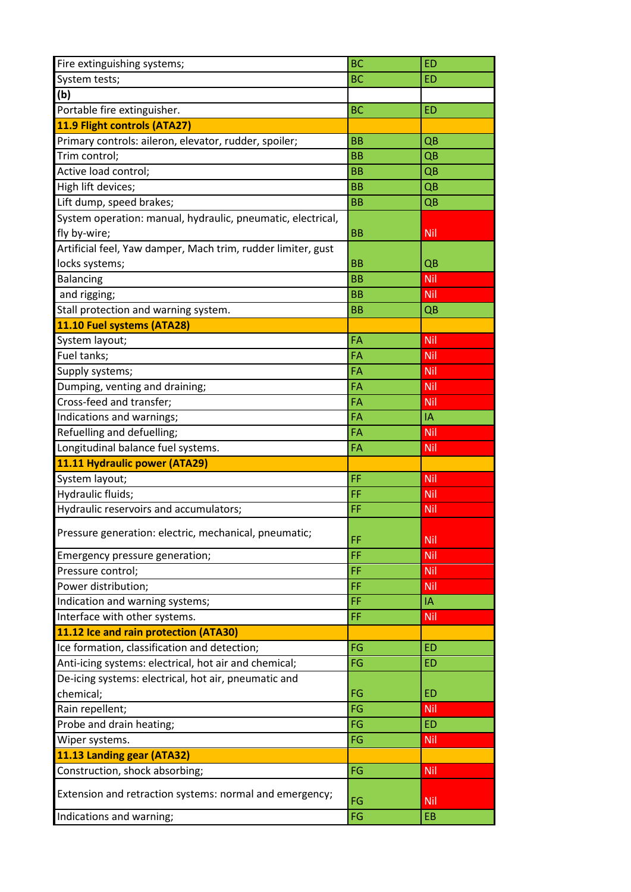| | | |
|---|---|---|
| Fire extinguishing systems; | BC | ED |
| System tests; | BC | ED |
| **(b)** | | |
| Portable fire extinguisher. | BC | ED |
| **11.9 Flight controls (ATA27)** | | |
| Primary controls: aileron, elevator, rudder, spoiler; | BB | QB |
| Trim control; | BB | QB |
| Active load control; | BB | QB |
| High lift devices; | BB | QB |
| Lift dump, speed brakes; | BB | QB |
| System operation: manual, hydraulic, pneumatic, electrical, fly by-wire; | BB | Nil |
| Artificial feel, Yaw damper, Mach trim, rudder limiter, gust locks systems; | BB | QB |
| Balancing | BB | Nil |
| and rigging; | BB | Nil |
| Stall protection and warning system. | BB | QB |
| **11.10 Fuel systems (ATA28)** | | |
| System layout; | FA | Nil |
| Fuel tanks; | FA | Nil |
| Supply systems; | FA | Nil |
| Dumping, venting and draining; | FA | Nil |
| Cross-feed and transfer; | FA | Nil |
| Indications and warnings; | FA | IA |
| Refuelling and defuelling; | FA | Nil |
| Longitudinal balance fuel systems. | FA | Nil |
| **11.11 Hydraulic power (ATA29)** | | |
| System layout; | FF | Nil |
| Hydraulic fluids; | FF | Nil |
| Hydraulic reservoirs and accumulators; | FF | Nil |
| Pressure generation: electric, mechanical, pneumatic; | FF | Nil |
| Emergency pressure generation; | FF | Nil |
| Pressure control; | FF | Nil |
| Power distribution; | FF | Nil |
| Indication and warning systems; | FF | IA |
| Interface with other systems. | FF | Nil |
| **11.12 Ice and rain protection (ATA30)** | | |
| Ice formation, classification and detection; | FG | ED |
| Anti-icing systems: electrical, hot air and chemical; | FG | ED |
| De-icing systems: electrical, hot air, pneumatic and chemical; | FG | ED |
| Rain repellent; | FG | Nil |
| Probe and drain heating; | FG | ED |
| Wiper systems. | FG | Nil |
| **11.13 Landing gear (ATA32)** | | |
| Construction, shock absorbing; | FG | Nil |
| Extension and retraction systems: normal and emergency; | FG | Nil |
| Indications and warning; | FG | EB |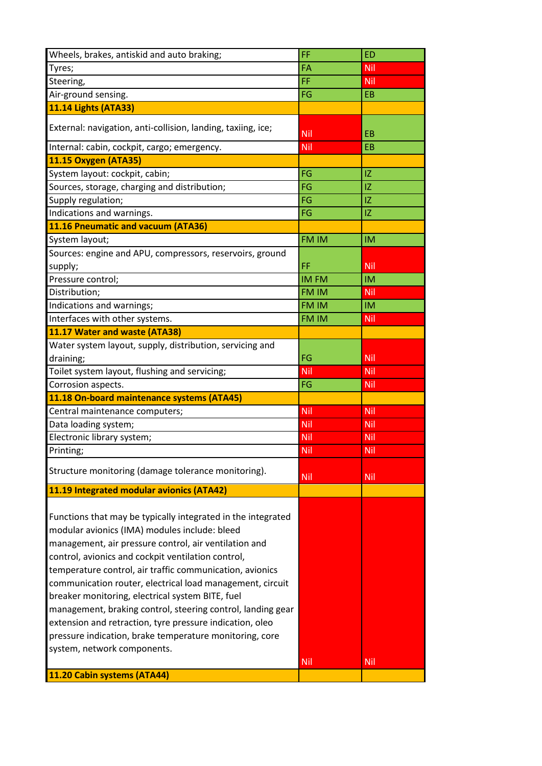| | | |
|---|---|---|
| Wheels, brakes, antiskid and auto braking; | FF | ED |
| Tyres; | FA | Nil |
| Steering, | FF | Nil |
| Air-ground sensing. | FG | EB |
| **11.14 Lights (ATA33)** | | |
| External: navigation, anti-collision, landing, taxiing, ice; | Nil | EB |
| Internal: cabin, cockpit, cargo; emergency. | Nil | EB |
| **11.15 Oxygen (ATA35)** | | |
| System layout: cockpit, cabin; | FG | IZ |
| Sources, storage, charging and distribution; | FG | IZ |
| Supply regulation; | FG | IZ |
| Indications and warnings. | FG | IZ |
| **11.16 Pneumatic and vacuum (ATA36)** | | |
| System layout; | FM IM | IM |
| Sources: engine and APU, compressors, reservoirs, ground supply; | FF | Nil |
| Pressure control; | IM FM | IM |
| Distribution; | FM IM | Nil |
| Indications and warnings; | FM IM | IM |
| Interfaces with other systems. | FM IM | Nil |
| **11.17 Water and waste (ATA38)** | | |
| Water system layout, supply, distribution, servicing and draining; | FG | Nil |
| Toilet system layout, flushing and servicing; | Nil | Nil |
| Corrosion aspects. | FG | Nil |
| **11.18 On-board maintenance systems (ATA45)** | | |
| Central maintenance computers; | Nil | Nil |
| Data loading system; | Nil | Nil |
| Electronic library system; | Nil | Nil |
| Printing; | Nil | Nil |
| Structure monitoring (damage tolerance monitoring). | Nil | Nil |
| **11.19 Integrated modular avionics (ATA42)** | | |
| Functions that may be typically integrated in the integrated modular avionics (IMA) modules include: bleed management, air pressure control, air ventilation and control, avionics and cockpit ventilation control, temperature control, air traffic communication, avionics communication router, electrical load management, circuit breaker monitoring, electrical system BITE, fuel management, braking control, steering control, landing gear extension and retraction, tyre pressure indication, oleo pressure indication, brake temperature monitoring, core system, network components. | Nil | Nil |
| **11.20 Cabin systems (ATA44)** | | |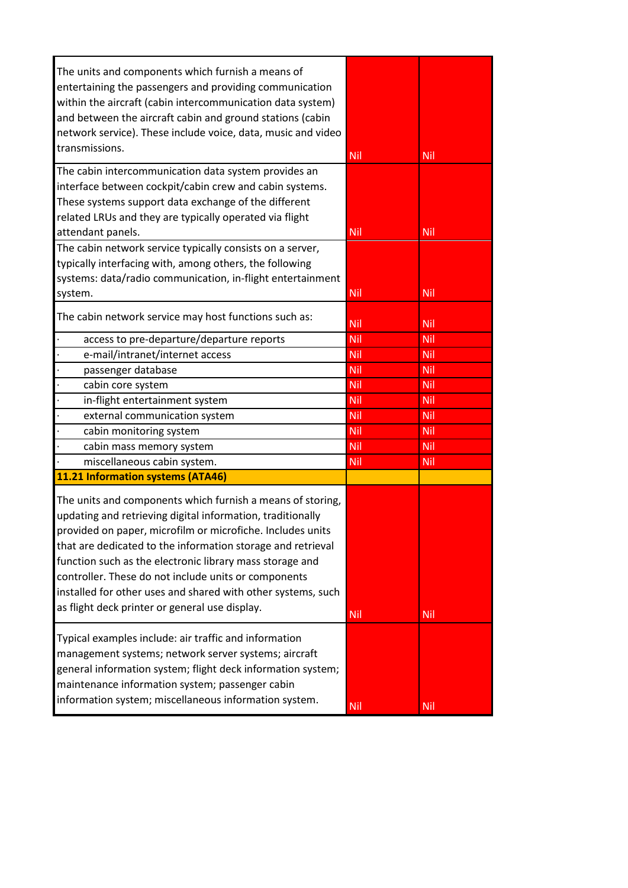| | | |
|---|---|---|
| The units and components which furnish a means of entertaining the passengers and providing communication within the aircraft (cabin intercommunication data system) and between the aircraft cabin and ground stations (cabin network service). These include voice, data, music and video transmissions. | Nil | Nil |
| The cabin intercommunication data system provides an interface between cockpit/cabin crew and cabin systems. These systems support data exchange of the different related LRUs and they are typically operated via flight attendant panels. | Nil | Nil |
| The cabin network service typically consists on a server, typically interfacing with, among others, the following systems: data/radio communication, in-flight entertainment system. | Nil | Nil |
| The cabin network service may host functions such as: | Nil | Nil |
| · access to pre-departure/departure reports | Nil | Nil |
| · e-mail/intranet/internet access | Nil | Nil |
| · passenger database | Nil | Nil |
| · cabin core system | Nil | Nil |
| · in-flight entertainment system | Nil | Nil |
| · external communication system | Nil | Nil |
| · cabin monitoring system | Nil | Nil |
| · cabin mass memory system | Nil | Nil |
| · miscellaneous cabin system. | Nil | Nil |
| **11.21 Information systems (ATA46)** | | |
| The units and components which furnish a means of storing, updating and retrieving digital information, traditionally provided on paper, microfilm or microfiche. Includes units that are dedicated to the information storage and retrieval function such as the electronic library mass storage and controller. These do not include units or components installed for other uses and shared with other systems, such as flight deck printer or general use display. | Nil | Nil |
| Typical examples include: air traffic and information management systems; network server systems; aircraft general information system; flight deck information system; maintenance information system; passenger cabin information system; miscellaneous information system. | Nil | Nil |